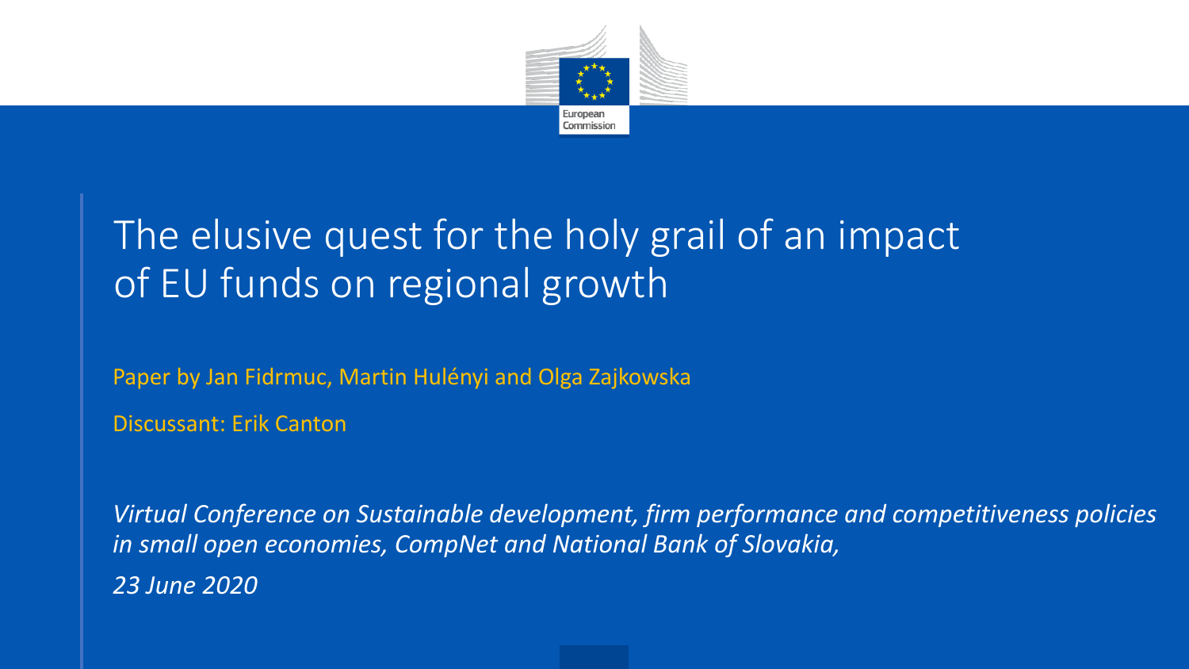# The elusive quest for the holy grail of an impact of EU funds on regional growth

Paper by Jan Fidrmuc, Martin Hulényi and Olga Zajkowska

Discussant: Erik Canton

*Virtual Conference on Sustainable development, firm performance and competitiveness policies in small open economies, CompNet and National Bank of Slovakia,*

*23 June 2020*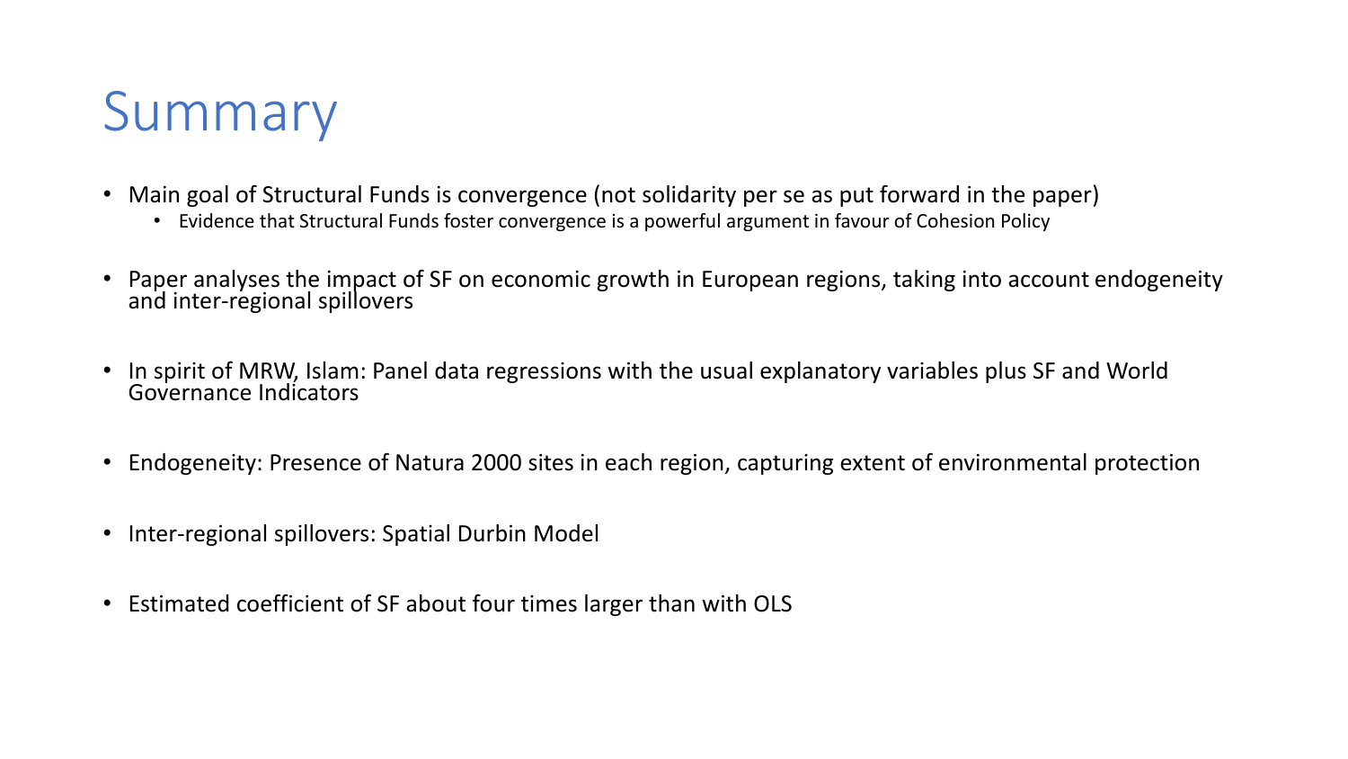# Summary

- Main goal of Structural Funds is convergence (not solidarity per se as put forward in the paper)
  - Evidence that Structural Funds foster convergence is a powerful argument in favour of Cohesion Policy
- Paper analyses the impact of SF on economic growth in European regions, taking into account endogeneity and inter-regional spillovers
- In spirit of MRW, Islam: Panel data regressions with the usual explanatory variables plus SF and World Governance Indicators
- Endogeneity: Presence of Natura 2000 sites in each region, capturing extent of environmental protection
- Inter-regional spillovers: Spatial Durbin Model
- Estimated coefficient of SF about four times larger than with OLS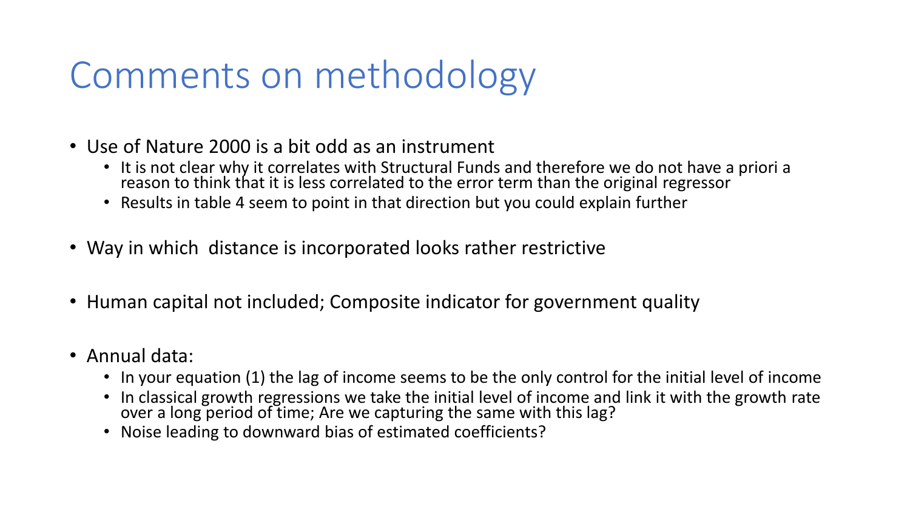# Comments on methodology

- Use of Nature 2000 is a bit odd as an instrument
  - It is not clear why it correlates with Structural Funds and therefore we do not have a priori a reason to think that it is less correlated to the error term than the original regressor
  - Results in table 4 seem to point in that direction but you could explain further
- Way in which  distance is incorporated looks rather restrictive
- Human capital not included; Composite indicator for government quality
- Annual data:
  - In your equation (1) the lag of income seems to be the only control for the initial level of income
  - In classical growth regressions we take the initial level of income and link it with the growth rate over a long period of time; Are we capturing the same with this lag?
  - Noise leading to downward bias of estimated coefficients?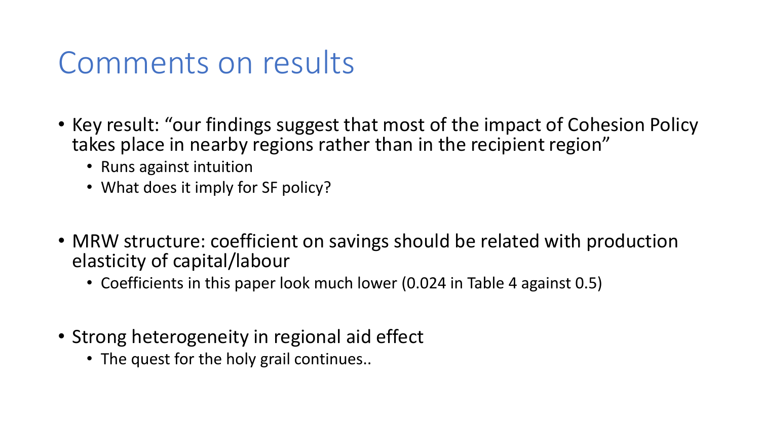# Comments on results

- Key result: “our findings suggest that most of the impact of Cohesion Policy takes place in nearby regions rather than in the recipient region”
  - Runs against intuition
  - What does it imply for SF policy?

- MRW structure: coefficient on savings should be related with production elasticity of capital/labour
  - Coefficients in this paper look much lower (0.024 in Table 4 against 0.5)

- Strong heterogeneity in regional aid effect
  - The quest for the holy grail continues..